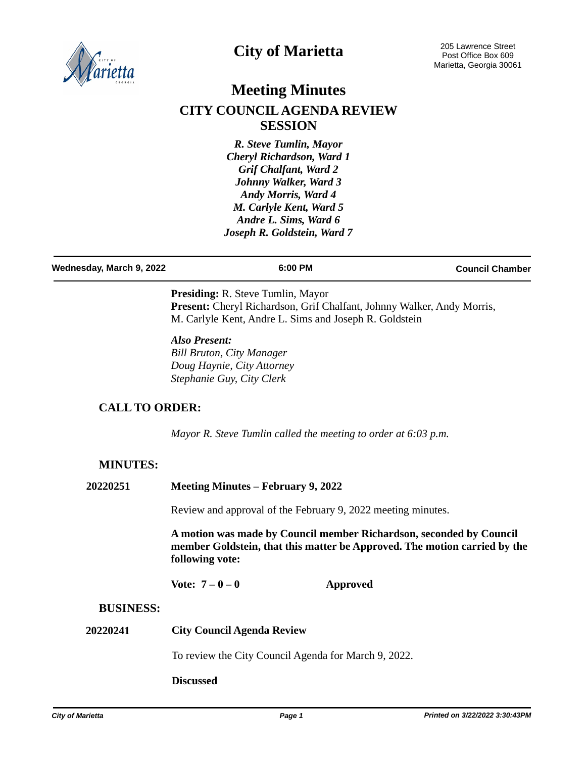# City of Marietta

205 Lawrence Street
Post Office Box 609
Marietta, Georgia 30061

# Meeting Minutes

## CITY COUNCIL AGENDA REVIEW SESSION

*R. Steve Tumlin, Mayor*
*Cheryl Richardson, Ward 1*
*Grif Chalfant, Ward 2*
*Johnny Walker, Ward 3*
*Andy Morris, Ward 4*
*M. Carlyle Kent, Ward 5*
*Andre L. Sims, Ward 6*
*Joseph R. Goldstein, Ward 7*

**Wednesday, March 9, 2022** | **6:00 PM** | **Council Chamber**

**Presiding:** R. Steve Tumlin, Mayor
**Present:** Cheryl Richardson, Grif Chalfant, Johnny Walker, Andy Morris, M. Carlyle Kent, Andre L. Sims and Joseph R. Goldstein

***Also Present:***
*Bill Bruton, City Manager*
*Doug Haynie, City Attorney*
*Stephanie Guy, City Clerk*

## CALL TO ORDER:

*Mayor R. Steve Tumlin called the meeting to order at 6:03 p.m.*

## MINUTES:

**20220251 Meeting Minutes – February 9, 2022**

Review and approval of the February 9, 2022 meeting minutes.

**A motion was made by Council member Richardson, seconded by Council member Goldstein, that this matter be Approved. The motion carried by the following vote:**

**Vote: 7 – 0 – 0 Approved**

## BUSINESS:

**20220241 City Council Agenda Review**

To review the City Council Agenda for March 9, 2022.

**Discussed**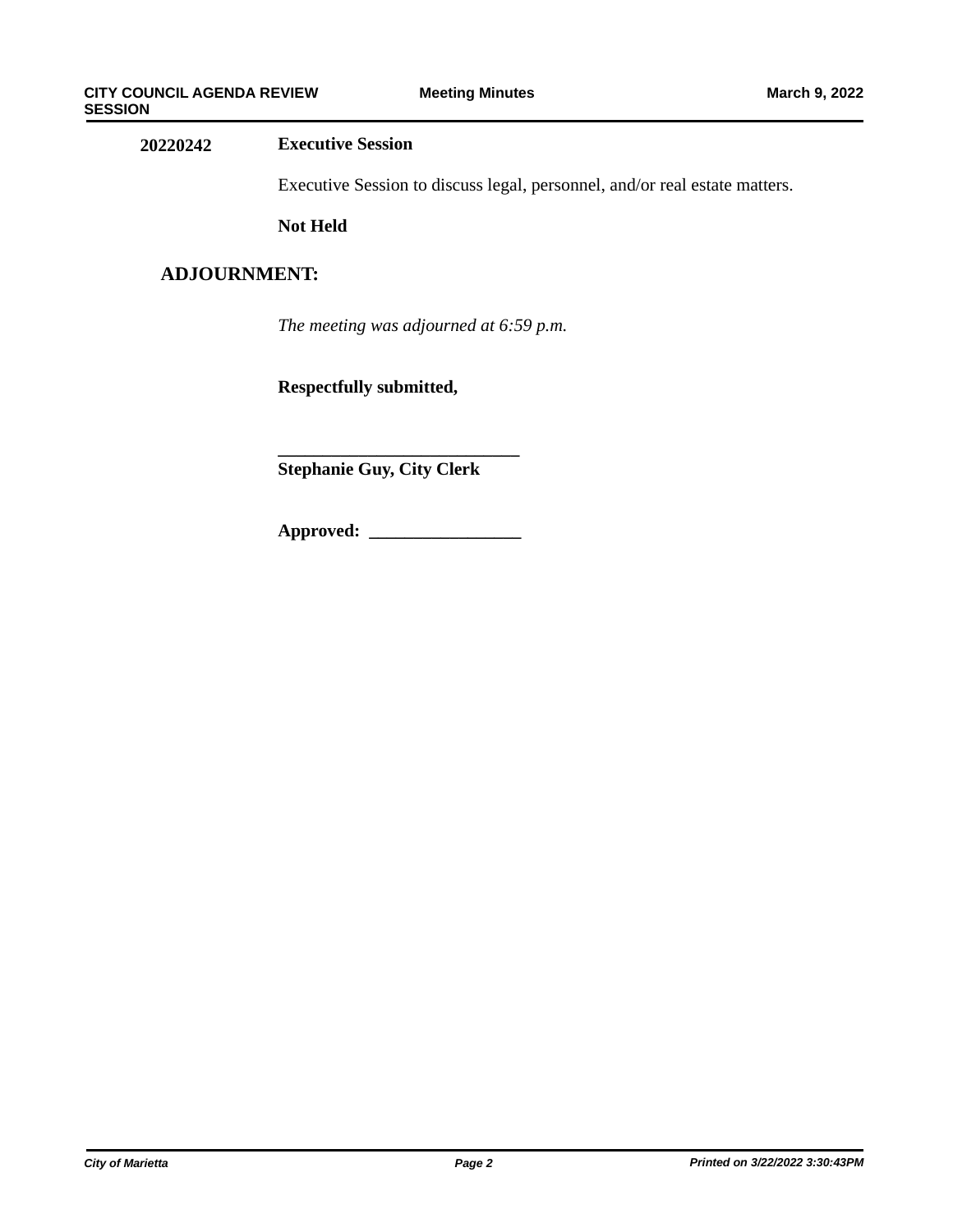**20220242** **Executive Session**

Executive Session to discuss legal, personnel, and/or real estate matters.

**Not Held**

## ADJOURNMENT:

*The meeting was adjourned at 6:59 p.m.*

**Respectfully submitted,**

**___________________________**
**Stephanie Guy, City Clerk**

**Approved: _________________**